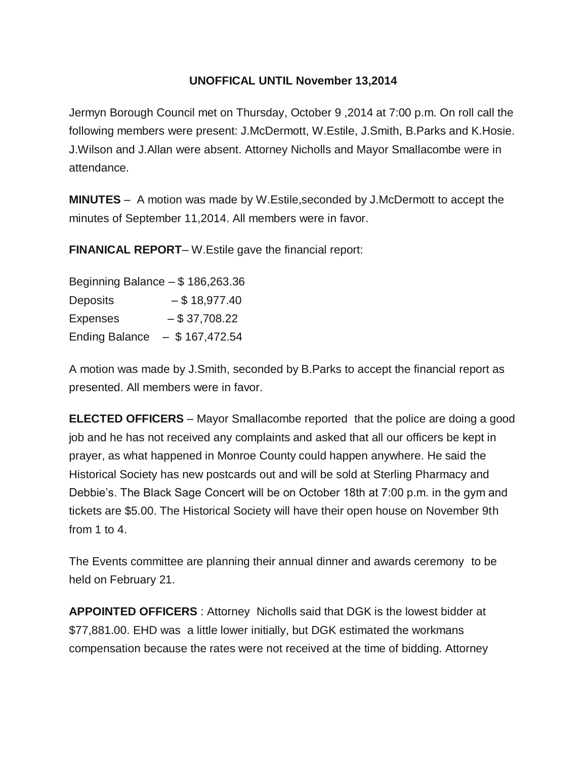**UNOFFICAL UNTIL November 13,2014**

Jermyn Borough Council met on Thursday, October 9 ,2014 at 7:00 p.m. On roll call the following members were present: J.McDermott, W.Estile, J.Smith, B.Parks and K.Hosie. J.Wilson and J.Allan were absent. Attorney Nicholls and Mayor Smallacombe were in attendance.

**MINUTES** – A motion was made by W.Estile,seconded by J.McDermott to accept the minutes of September 11,2014. All members were in favor.

**FINANICAL REPORT**– W.Estile gave the financial report:

Beginning Balance – $ 186,263.36
Deposits – $ 18,977.40
Expenses – $ 37,708.22
Ending Balance – $ 167,472.54

A motion was made by J.Smith, seconded by B.Parks to accept the financial report as presented. All members were in favor.

**ELECTED OFFICERS** – Mayor Smallacombe reported that the police are doing a good job and he has not received any complaints and asked that all our officers be kept in prayer, as what happened in Monroe County could happen anywhere. He said the Historical Society has new postcards out and will be sold at Sterling Pharmacy and Debbie's. The Black Sage Concert will be on October 18th at 7:00 p.m. in the gym and tickets are $5.00. The Historical Society will have their open house on November 9th from 1 to 4.

The Events committee are planning their annual dinner and awards ceremony to be held on February 21.

**APPOINTED OFFICERS** : Attorney Nicholls said that DGK is the lowest bidder at $77,881.00. EHD was a little lower initially, but DGK estimated the workmans compensation because the rates were not received at the time of bidding. Attorney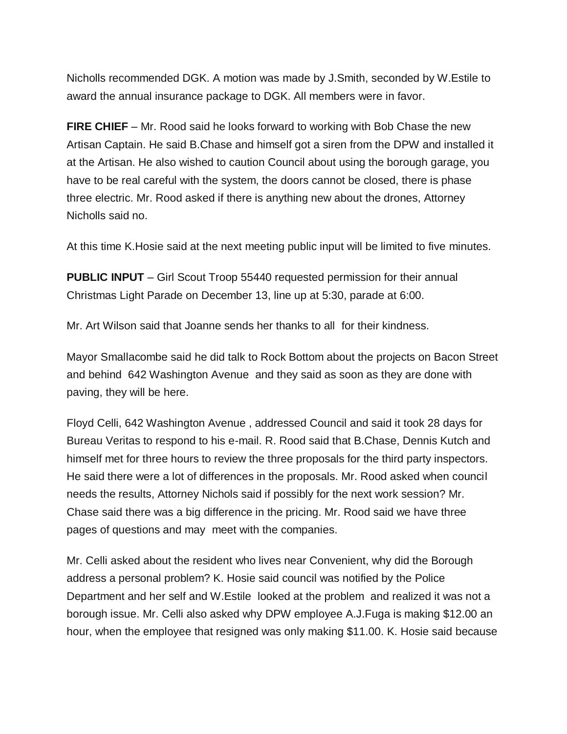Nicholls recommended DGK. A motion was made by J.Smith, seconded by W.Estile to award the annual insurance package to DGK. All members were in favor.

**FIRE CHIEF** – Mr. Rood said he looks forward to working with Bob Chase the new Artisan Captain. He said B.Chase and himself got a siren from the DPW and installed it at the Artisan. He also wished to caution Council about using the borough garage, you have to be real careful with the system, the doors cannot be closed, there is phase three electric. Mr. Rood asked if there is anything new about the drones, Attorney Nicholls said no.

At this time K.Hosie said at the next meeting public input will be limited to five minutes.

**PUBLIC INPUT** – Girl Scout Troop 55440 requested permission for their annual Christmas Light Parade on December 13, line up at 5:30, parade at 6:00.

Mr. Art Wilson said that Joanne sends her thanks to all for their kindness.

Mayor Smallacombe said he did talk to Rock Bottom about the projects on Bacon Street and behind 642 Washington Avenue and they said as soon as they are done with paving, they will be here.

Floyd Celli, 642 Washington Avenue , addressed Council and said it took 28 days for Bureau Veritas to respond to his e-mail. R. Rood said that B.Chase, Dennis Kutch and himself met for three hours to review the three proposals for the third party inspectors. He said there were a lot of differences in the proposals. Mr. Rood asked when council needs the results, Attorney Nichols said if possibly for the next work session? Mr. Chase said there was a big difference in the pricing. Mr. Rood said we have three pages of questions and may meet with the companies.

Mr. Celli asked about the resident who lives near Convenient, why did the Borough address a personal problem? K. Hosie said council was notified by the Police Department and her self and W.Estile looked at the problem and realized it was not a borough issue. Mr. Celli also asked why DPW employee A.J.Fuga is making $12.00 an hour, when the employee that resigned was only making $11.00. K. Hosie said because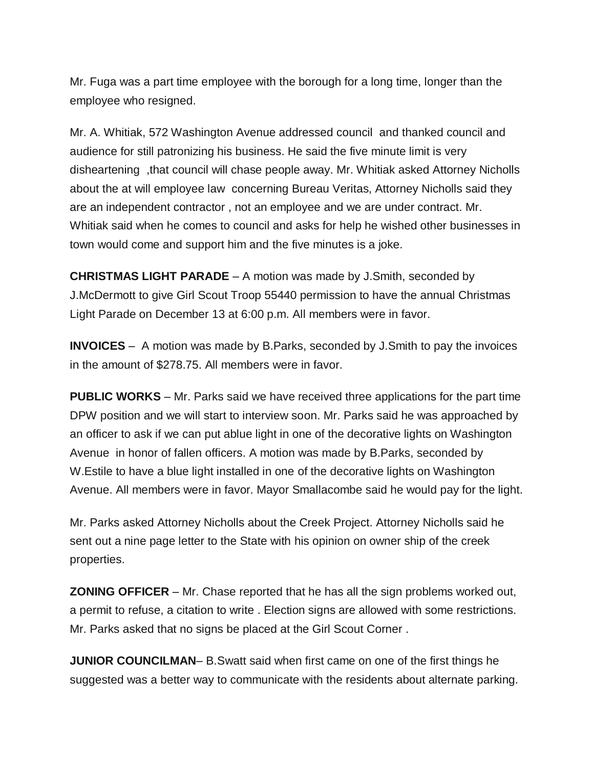Mr. Fuga was a part time employee with the borough for a long time, longer than the employee who resigned.

Mr. A. Whitiak, 572 Washington Avenue addressed council and thanked council and audience for still patronizing his business. He said the five minute limit is very disheartening ,that council will chase people away. Mr. Whitiak asked Attorney Nicholls about the at will employee law concerning Bureau Veritas, Attorney Nicholls said they are an independent contractor , not an employee and we are under contract. Mr. Whitiak said when he comes to council and asks for help he wished other businesses in town would come and support him and the five minutes is a joke.

**CHRISTMAS LIGHT PARADE** – A motion was made by J.Smith, seconded by J.McDermott to give Girl Scout Troop 55440 permission to have the annual Christmas Light Parade on December 13 at 6:00 p.m. All members were in favor.

**INVOICES** – A motion was made by B.Parks, seconded by J.Smith to pay the invoices in the amount of $278.75. All members were in favor.

**PUBLIC WORKS** – Mr. Parks said we have received three applications for the part time DPW position and we will start to interview soon. Mr. Parks said he was approached by an officer to ask if we can put ablue light in one of the decorative lights on Washington Avenue in honor of fallen officers. A motion was made by B.Parks, seconded by W.Estile to have a blue light installed in one of the decorative lights on Washington Avenue. All members were in favor. Mayor Smallacombe said he would pay for the light.

Mr. Parks asked Attorney Nicholls about the Creek Project. Attorney Nicholls said he sent out a nine page letter to the State with his opinion on owner ship of the creek properties.

**ZONING OFFICER** – Mr. Chase reported that he has all the sign problems worked out, a permit to refuse, a citation to write . Election signs are allowed with some restrictions. Mr. Parks asked that no signs be placed at the Girl Scout Corner .

**JUNIOR COUNCILMAN**– B.Swatt said when first came on one of the first things he suggested was a better way to communicate with the residents about alternate parking.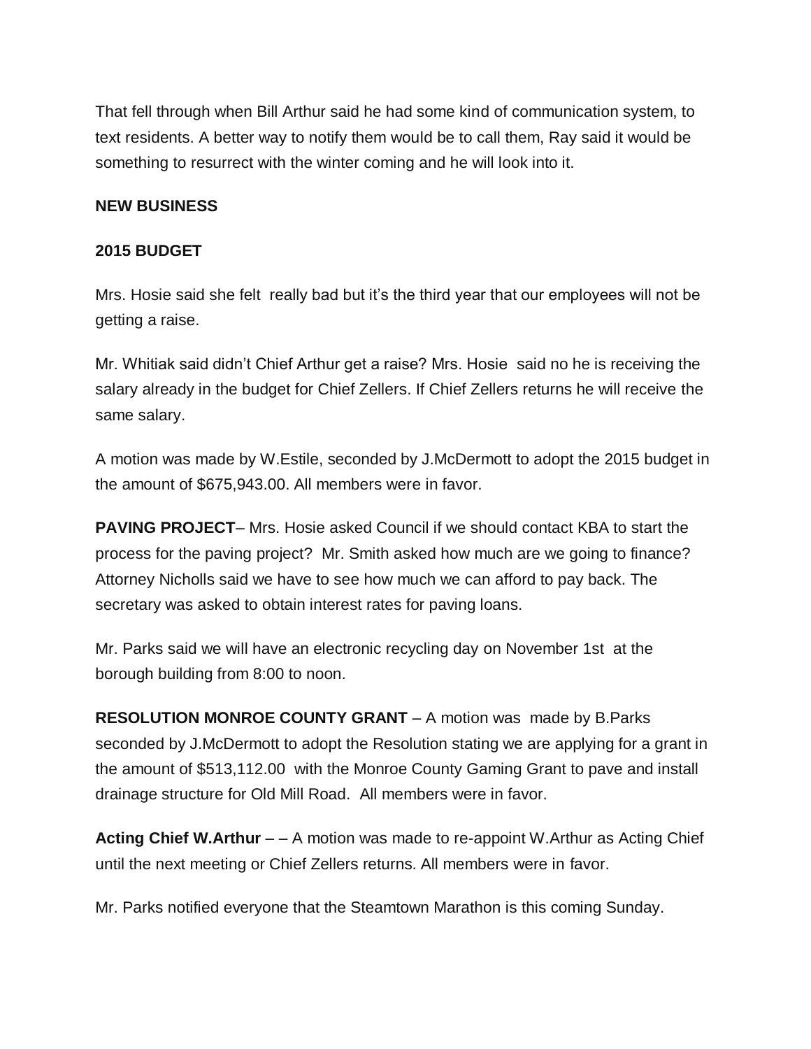That fell through when Bill Arthur said he had some kind of communication system, to text residents. A better way to notify them would be to call them, Ray said it would be something to resurrect with the winter coming and he will look into it.

**NEW BUSINESS**

**2015 BUDGET**

Mrs. Hosie said she felt really bad but it's the third year that our employees will not be getting a raise.

Mr. Whitiak said didn't Chief Arthur get a raise? Mrs. Hosie said no he is receiving the salary already in the budget for Chief Zellers. If Chief Zellers returns he will receive the same salary.

A motion was made by W.Estile, seconded by J.McDermott to adopt the 2015 budget in the amount of $675,943.00. All members were in favor.

**PAVING PROJECT**– Mrs. Hosie asked Council if we should contact KBA to start the process for the paving project? Mr. Smith asked how much are we going to finance? Attorney Nicholls said we have to see how much we can afford to pay back. The secretary was asked to obtain interest rates for paving loans.

Mr. Parks said we will have an electronic recycling day on November 1st at the borough building from 8:00 to noon.

**RESOLUTION MONROE COUNTY GRANT** – A motion was made by B.Parks seconded by J.McDermott to adopt the Resolution stating we are applying for a grant in the amount of $513,112.00 with the Monroe County Gaming Grant to pave and install drainage structure for Old Mill Road. All members were in favor.

**Acting Chief W.Arthur** – – A motion was made to re-appoint W.Arthur as Acting Chief until the next meeting or Chief Zellers returns. All members were in favor.

Mr. Parks notified everyone that the Steamtown Marathon is this coming Sunday.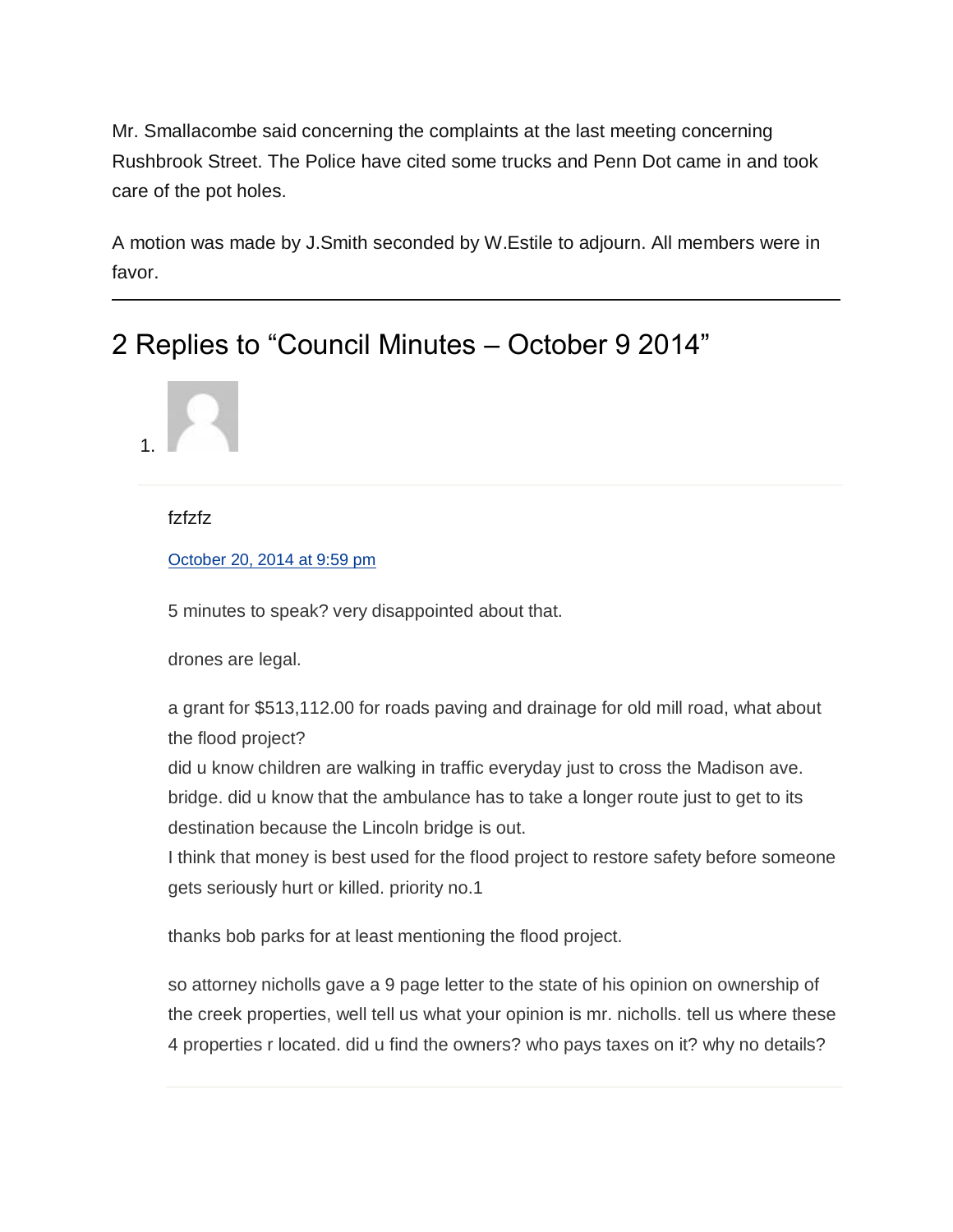Mr. Smallacombe said concerning the complaints at the last meeting concerning Rushbrook Street. The Police have cited some trucks and Penn Dot came in and took care of the pot holes.

A motion was made by J.Smith seconded by W.Estile to adjourn. All members were in favor.

---

## 2 Replies to "Council Minutes – October 9 2014"

1. fzfzfz

   October 20, 2014 at 9:59 pm

   5 minutes to speak? very disappointed about that.

   drones are legal.

   a grant for $513,112.00 for roads paving and drainage for old mill road, what about the flood project?
   did u know children are walking in traffic everyday just to cross the Madison ave. bridge. did u know that the ambulance has to take a longer route just to get to its destination because the Lincoln bridge is out.
   I think that money is best used for the flood project to restore safety before someone gets seriously hurt or killed. priority no.1

   thanks bob parks for at least mentioning the flood project.

   so attorney nicholls gave a 9 page letter to the state of his opinion on ownership of the creek properties, well tell us what your opinion is mr. nicholls. tell us where these 4 properties r located. did u find the owners? who pays taxes on it? why no details?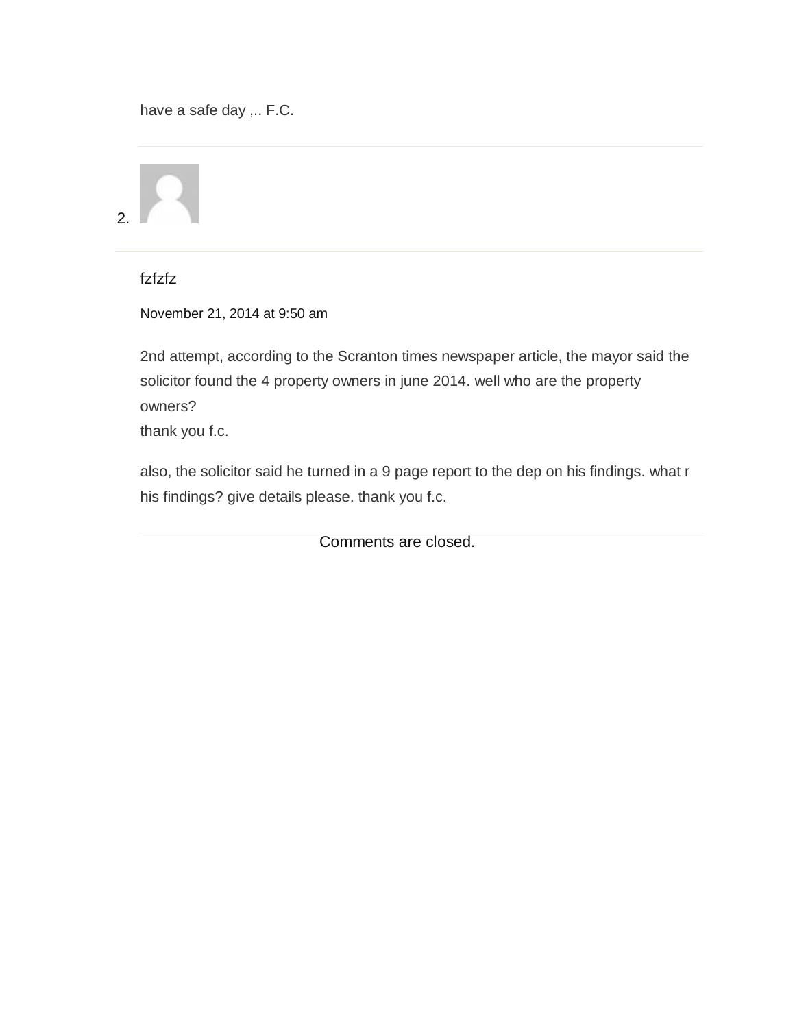have a safe day ,.. F.C.

2.

fzfzfz

November 21, 2014 at 9:50 am

2nd attempt, according to the Scranton times newspaper article, the mayor said the solicitor found the 4 property owners in june 2014. well who are the property owners?
thank you f.c.

also, the solicitor said he turned in a 9 page report to the dep on his findings. what r his findings? give details please. thank you f.c.

Comments are closed.